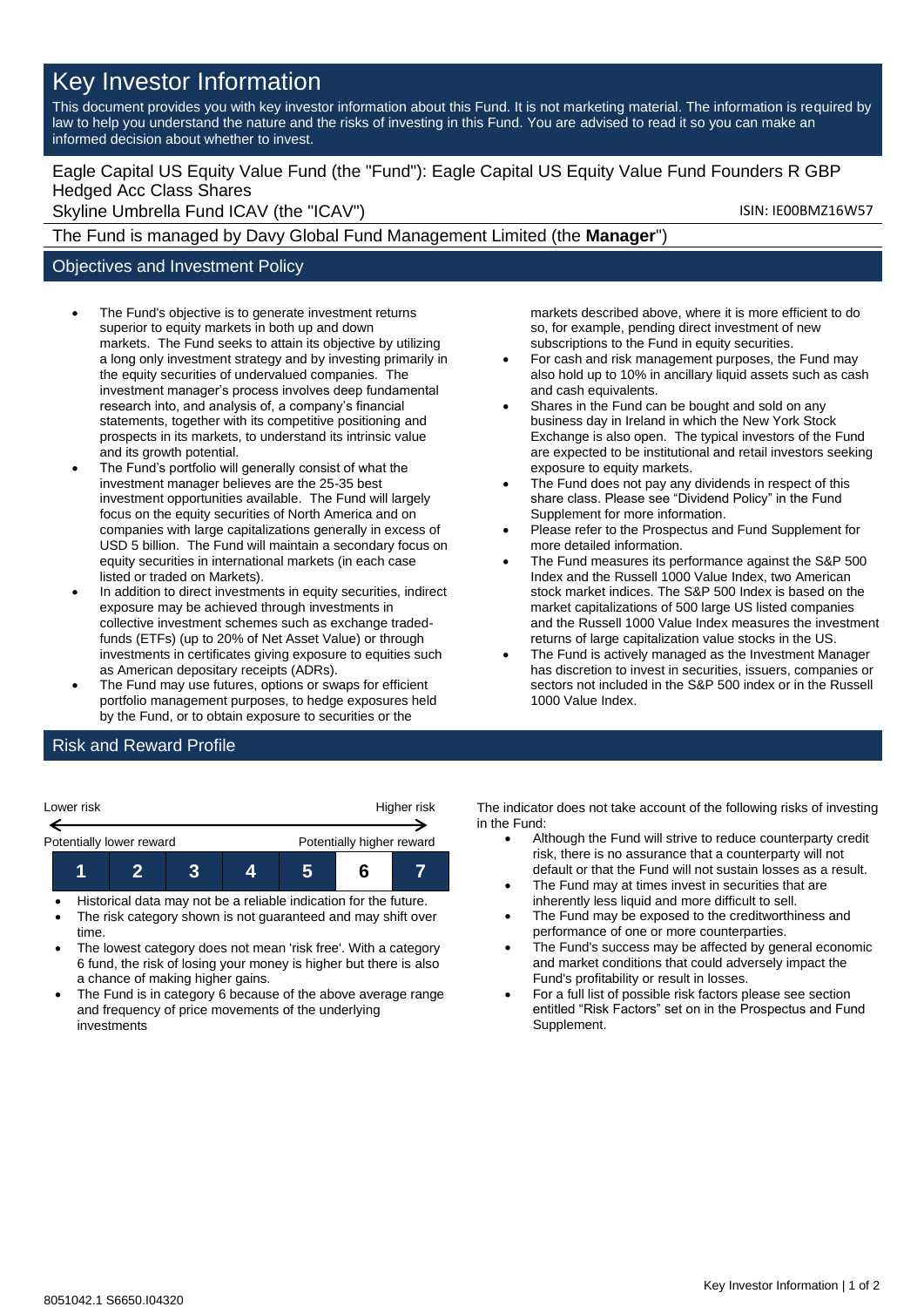# Key Investor Information

This document provides you with key investor information about this Fund. It is not marketing material. The information is required by law to help you understand the nature and the risks of investing in this Fund. You are advised to read it so you can make an informed decision about whether to invest.

Eagle Capital US Equity Value Fund (the "Fund"): Eagle Capital US Equity Value Fund Founders R GBP Hedged Acc Class Shares

Skyline Umbrella Fund ICAV (the "ICAV")

ISIN: IE00BMZ16W57

The Fund is managed by Davy Global Fund Management Limited (the **Manager**")

## Objectives and Investment Policy

- The Fund's objective is to generate investment returns superior to equity markets in both up and down markets. The Fund seeks to attain its objective by utilizing a long only investment strategy and by investing primarily in the equity securities of undervalued companies. The investment manager's process involves deep fundamental research into, and analysis of, a company's financial statements, together with its competitive positioning and prospects in its markets, to understand its intrinsic value and its growth potential.
- The Fund's portfolio will generally consist of what the investment manager believes are the 25-35 best investment opportunities available. The Fund will largely focus on the equity securities of North America and on companies with large capitalizations generally in excess of USD 5 billion. The Fund will maintain a secondary focus on equity securities in international markets (in each case listed or traded on Markets).
- In addition to direct investments in equity securities, indirect exposure may be achieved through investments in collective investment schemes such as exchange traded-funds (ETFs) (up to 20% of Net Asset Value) or through investments in certificates giving exposure to equities such as American depositary receipts (ADRs).
- The Fund may use futures, options or swaps for efficient portfolio management purposes, to hedge exposures held by the Fund, or to obtain exposure to securities or the markets described above, where it is more efficient to do so, for example, pending direct investment of new subscriptions to the Fund in equity securities.
- For cash and risk management purposes, the Fund may also hold up to 10% in ancillary liquid assets such as cash and cash equivalents.
- Shares in the Fund can be bought and sold on any business day in Ireland in which the New York Stock Exchange is also open. The typical investors of the Fund are expected to be institutional and retail investors seeking exposure to equity markets.
- The Fund does not pay any dividends in respect of this share class. Please see "Dividend Policy" in the Fund Supplement for more information.
- Please refer to the Prospectus and Fund Supplement for more detailed information.
- The Fund measures its performance against the S&P 500 Index and the Russell 1000 Value Index, two American stock market indices. The S&P 500 Index is based on the market capitalizations of 500 large US listed companies and the Russell 1000 Value Index measures the investment returns of large capitalization value stocks in the US.
- The Fund is actively managed as the Investment Manager has discretion to invest in securities, issuers, companies or sectors not included in the S&P 500 index or in the Russell 1000 Value Index.

## Risk and Reward Profile

| Lower risk | | | | | | Higher risk |
|---|---|---|---|---|---|---|
| Potentially lower reward | | | | | | Potentially higher reward |
| 1 | 2 | 3 | 4 | 5 | **6** | 7 |

- Historical data may not be a reliable indication for the future.
- The risk category shown is not guaranteed and may shift over time.
- The lowest category does not mean 'risk free'. With a category 6 fund, the risk of losing your money is higher but there is also a chance of making higher gains.
- The Fund is in category 6 because of the above average range and frequency of price movements of the underlying investments

The indicator does not take account of the following risks of investing in the Fund:

- Although the Fund will strive to reduce counterparty credit risk, there is no assurance that a counterparty will not default or that the Fund will not sustain losses as a result.
- The Fund may at times invest in securities that are inherently less liquid and more difficult to sell.
- The Fund may be exposed to the creditworthiness and performance of one or more counterparties.
- The Fund's success may be affected by general economic and market conditions that could adversely impact the Fund's profitability or result in losses.
- For a full list of possible risk factors please see section entitled "Risk Factors" set on in the Prospectus and Fund Supplement.

8051042.1 S6650.I04320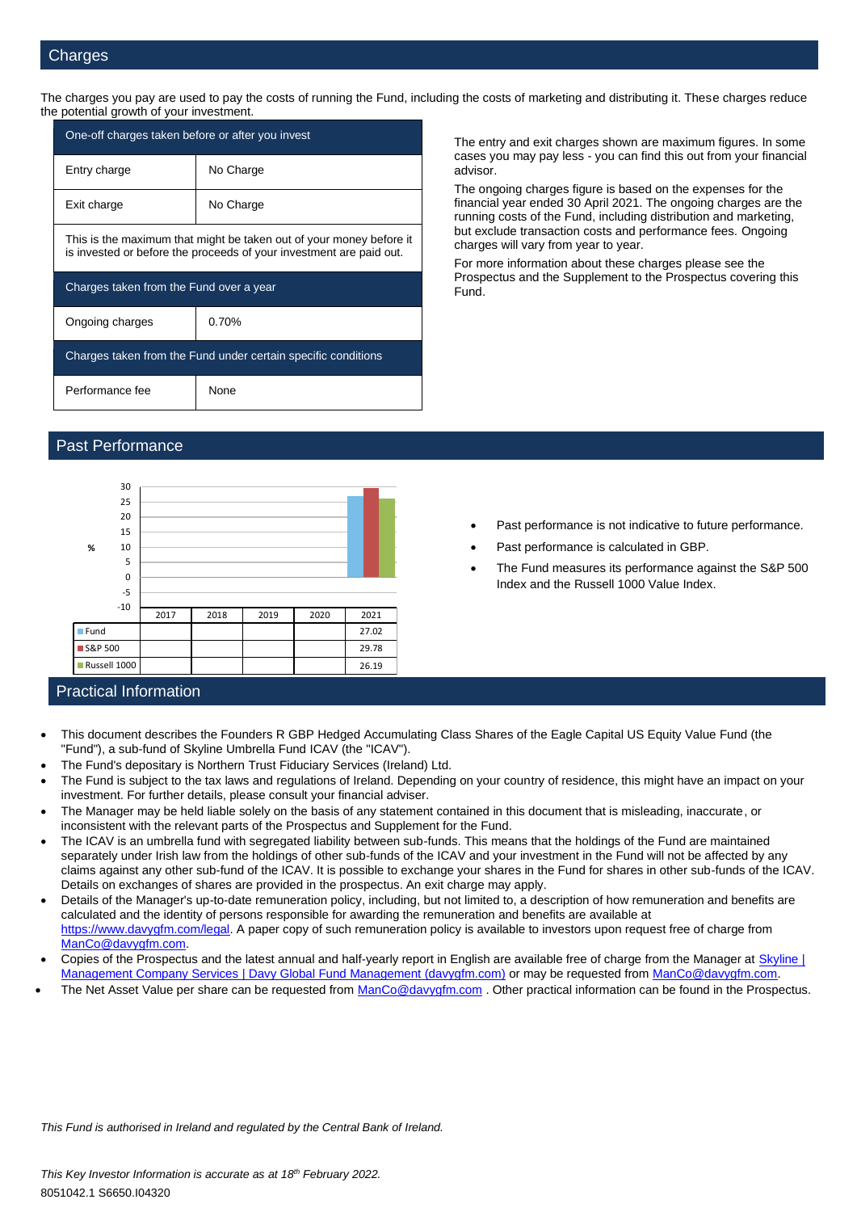## Charges

The charges you pay are used to pay the costs of running the Fund, including the costs of marketing and distributing it. These charges reduce the potential growth of your investment.

| One-off charges taken before or after you invest | |
|---|---|
| Entry charge | No Charge |
| Exit charge | No Charge |
| This is the maximum that might be taken out of your money before it is invested or before the proceeds of your investment are paid out. | |
| **Charges taken from the Fund over a year** | |
| Ongoing charges | 0.70% |
| **Charges taken from the Fund under certain specific conditions** | |
| Performance fee | None |

The entry and exit charges shown are maximum figures. In some cases you may pay less - you can find this out from your financial advisor.

The ongoing charges figure is based on the expenses for the financial year ended 30 April 2021. The ongoing charges are the running costs of the Fund, including distribution and marketing, but exclude transaction costs and performance fees. Ongoing charges will vary from year to year.

For more information about these charges please see the Prospectus and the Supplement to the Prospectus covering this Fund.

## Past Performance

%
30
25
20
15
10
5
0
-5
-10

2017 2018 2019 2020 2021
Fund 27.02
S&P 500 29.78
Russell 1000 26.19

- Past performance is not indicative to future performance.
- Past performance is calculated in GBP.
- The Fund measures its performance against the S&P 500 Index and the Russell 1000 Value Index.

## Practical Information

- This document describes the Founders R GBP Hedged Accumulating Class Shares of the Eagle Capital US Equity Value Fund (the "Fund"), a sub-fund of Skyline Umbrella Fund ICAV (the "ICAV").
- The Fund's depositary is Northern Trust Fiduciary Services (Ireland) Ltd.
- The Fund is subject to the tax laws and regulations of Ireland. Depending on your country of residence, this might have an impact on your investment. For further details, please consult your financial adviser.
- The Manager may be held liable solely on the basis of any statement contained in this document that is misleading, inaccurate, or inconsistent with the relevant parts of the Prospectus and Supplement for the Fund.
- The ICAV is an umbrella fund with segregated liability between sub-funds. This means that the holdings of the Fund are maintained separately under Irish law from the holdings of other sub-funds of the ICAV and your investment in the Fund will not be affected by any claims against any other sub-fund of the ICAV. It is possible to exchange your shares in the Fund for shares in other sub-funds of the ICAV. Details on exchanges of shares are provided in the prospectus. An exit charge may apply.
- Details of the Manager's up-to-date remuneration policy, including, but not limited to, a description of how remuneration and benefits are calculated and the identity of persons responsible for awarding the remuneration and benefits are available at https://www.davygfm.com/legal. A paper copy of such remuneration policy is available to investors upon request free of charge from ManCo@davygfm.com.
- Copies of the Prospectus and the latest annual and half-yearly report in English are available free of charge from the Manager at Skyline | Management Company Services | Davy Global Fund Management (davygfm.com) or may be requested from ManCo@davygfm.com.
- The Net Asset Value per share can be requested from ManCo@davygfm.com . Other practical information can be found in the Prospectus.

*This Fund is authorised in Ireland and regulated by the Central Bank of Ireland.*

*This Key Investor Information is accurate as at 18th February 2022.*

8051042.1 S6650.I04320